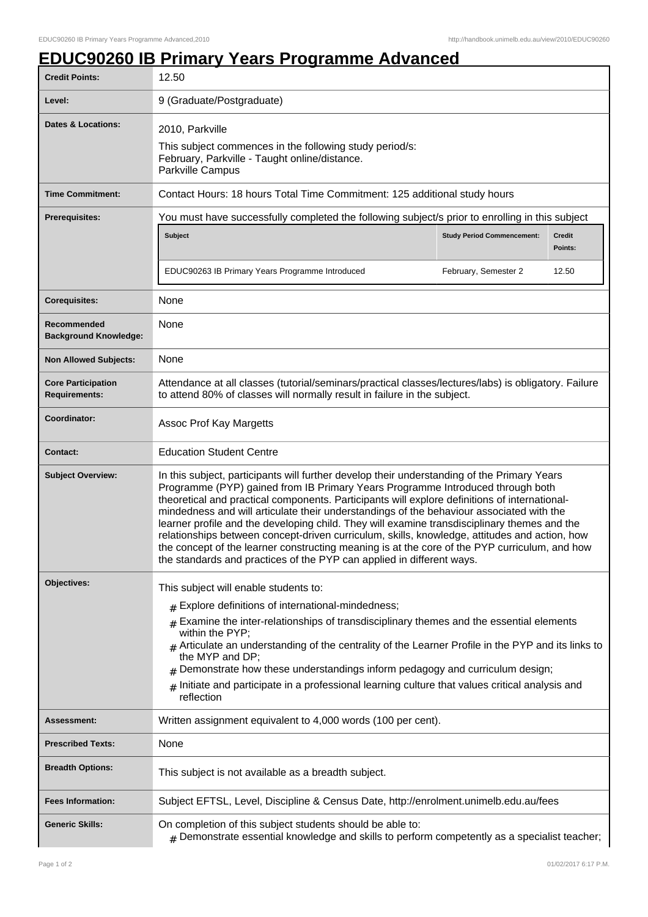# EDUC90260 IB Primary Years Programme Advanced

| | |
|---|---|
| **Credit Points:** | 12.50 |
| **Level:** | 9 (Graduate/Postgraduate) |
| **Dates & Locations:** | 2010, Parkville<br>This subject commences in the following study period/s:<br>February, Parkville - Taught online/distance.<br>Parkville Campus |
| **Time Commitment:** | Contact Hours: 18 hours Total Time Commitment: 125 additional study hours |
| **Prerequisites:** | You must have successfully completed the following subject/s prior to enrolling in this subject<br>**Subject** / **Study Period Commencement:** / **Credit Points:**<br>EDUC90263 IB Primary Years Programme Introduced / February, Semester 2 / 12.50 |
| **Corequisites:** | None |
| **Recommended Background Knowledge:** | None |
| **Non Allowed Subjects:** | None |
| **Core Participation Requirements:** | Attendance at all classes (tutorial/seminars/practical classes/lectures/labs) is obligatory. Failure to attend 80% of classes will normally result in failure in the subject. |
| **Coordinator:** | Assoc Prof Kay Margetts |
| **Contact:** | Education Student Centre |
| **Subject Overview:** | In this subject, participants will further develop their understanding of the Primary Years Programme (PYP) gained from IB Primary Years Programme Introduced through both theoretical and practical components. Participants will explore definitions of international-mindedness and will articulate their understandings of the behaviour associated with the learner profile and the developing child. They will examine transdisciplinary themes and the relationships between concept-driven curriculum, skills, knowledge, attitudes and action, how the concept of the learner constructing meaning is at the core of the PYP curriculum, and how the standards and practices of the PYP can applied in different ways. |
| **Objectives:** | This subject will enable students to:<br># Explore definitions of international-mindedness;<br># Examine the inter-relationships of transdisciplinary themes and the essential elements within the PYP;<br># Articulate an understanding of the centrality of the Learner Profile in the PYP and its links to the MYP and DP;<br># Demonstrate how these understandings inform pedagogy and curriculum design;<br># Initiate and participate in a professional learning culture that values critical analysis and reflection |
| **Assessment:** | Written assignment equivalent to 4,000 words (100 per cent). |
| **Prescribed Texts:** | None |
| **Breadth Options:** | This subject is not available as a breadth subject. |
| **Fees Information:** | Subject EFTSL, Level, Discipline & Census Date, http://enrolment.unimelb.edu.au/fees |
| **Generic Skills:** | On completion of this subject students should be able to:<br># Demonstrate essential knowledge and skills to perform competently as a specialist teacher; |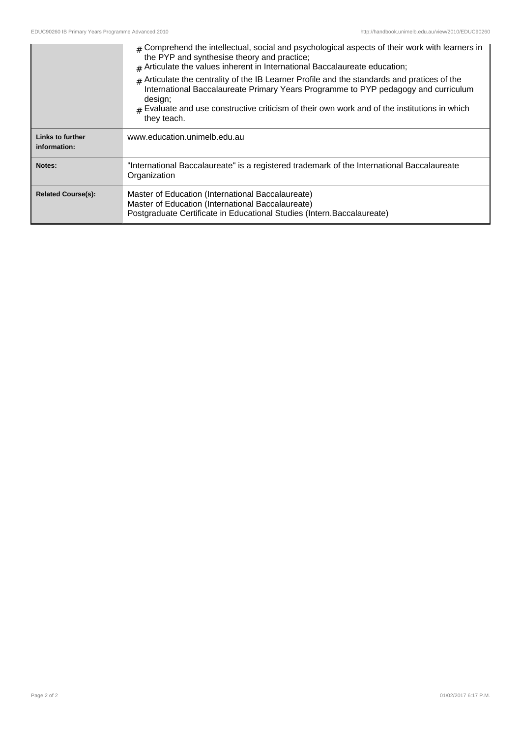| | |
|---|---|
| | # Comprehend the intellectual, social and psychological aspects of their work with learners in the PYP and synthesise theory and practice;<br># Articulate the values inherent in International Baccalaureate education;<br># Articulate the centrality of the IB Learner Profile and the standards and pratices of the International Baccalaureate Primary Years Programme to PYP pedagogy and curriculum design;<br># Evaluate and use constructive criticism of their own work and of the institutions in which they teach. |
| **Links to further information:** | www.education.unimelb.edu.au |
| **Notes:** | "International Baccalaureate" is a registered trademark of the International Baccalaureate Organization |
| **Related Course(s):** | Master of Education (International Baccalaureate)<br>Master of Education (International Baccalaureate)<br>Postgraduate Certificate in Educational Studies (Intern.Baccalaureate) |